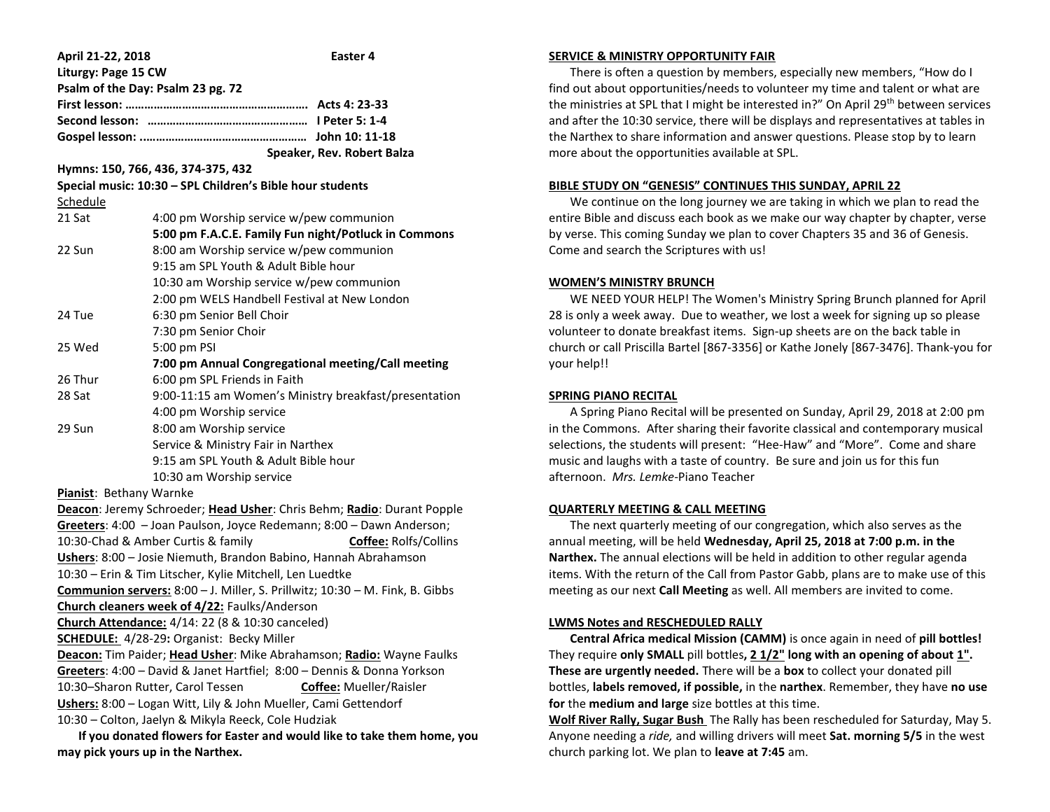**April 21-22, 2018** **Easter 4**

**Liturgy: Page 15 CW**

**Psalm of the Day: Psalm 23 pg. 72**

**First lesson: …………………………………………… Acts 4: 23-33**

**Second lesson: …………………………………………… I Peter 5: 1-4**

**Gospel lesson: …………………………………………… John 10: 11-18**

**Speaker, Rev. Robert Balza**

**Hymns: 150, 766, 436, 374-375, 432**

**Special music: 10:30 – SPL Children's Bible hour students**

Schedule

| | |
|---|---|
| 21 Sat | 4:00 pm Worship service w/pew communion |
| | **5:00 pm F.A.C.E. Family Fun night/Potluck in Commons** |
| 22 Sun | 8:00 am Worship service w/pew communion |
| | 9:15 am SPL Youth & Adult Bible hour |
| | 10:30 am Worship service w/pew communion |
| | 2:00 pm WELS Handbell Festival at New London |
| 24 Tue | 6:30 pm Senior Bell Choir |
| | 7:30 pm Senior Choir |
| 25 Wed | 5:00 pm PSI |
| | **7:00 pm Annual Congregational meeting/Call meeting** |
| 26 Thur | 6:00 pm SPL Friends in Faith |
| 28 Sat | 9:00-11:15 am Women's Ministry breakfast/presentation |
| | 4:00 pm Worship service |
| 29 Sun | 8:00 am Worship service |
| | Service & Ministry Fair in Narthex |
| | 9:15 am SPL Youth & Adult Bible hour |
| | 10:30 am Worship service |

**Pianist**: Bethany Warnke

**Deacon**: Jeremy Schroeder; **Head Usher**: Chris Behm; **Radio**: Durant Popple

**Greeters**: 4:00 – Joan Paulson, Joyce Redemann; 8:00 – Dawn Anderson; 10:30-Chad & Amber Curtis & family **Coffee:** Rolfs/Collins

**Ushers**: 8:00 – Josie Niemuth, Brandon Babino, Hannah Abrahamson
10:30 – Erin & Tim Litscher, Kylie Mitchell, Len Luedtke

**Communion servers:** 8:00 – J. Miller, S. Prillwitz; 10:30 – M. Fink, B. Gibbs

**Church cleaners week of 4/22:** Faulks/Anderson

**Church Attendance:** 4/14: 22 (8 & 10:30 canceled)

**SCHEDULE:** 4/28-29**:** Organist: Becky Miller

**Deacon:** Tim Paider; **Head Usher**: Mike Abrahamson; **Radio:** Wayne Faulks

**Greeters**: 4:00 – David & Janet Hartfiel; 8:00 – Dennis & Donna Yorkson
10:30–Sharon Rutter, Carol Tessen **Coffee:** Mueller/Raisler

**Ushers:** 8:00 – Logan Witt, Lily & John Mueller, Cami Gettendorf
10:30 – Colton, Jaelyn & Mikyla Reeck, Cole Hudziak

**If you donated flowers for Easter and would like to take them home, you may pick yours up in the Narthex.**

## SERVICE & MINISTRY OPPORTUNITY FAIR

There is often a question by members, especially new members, "How do I find out about opportunities/needs to volunteer my time and talent or what are the ministries at SPL that I might be interested in?" On April 29th between services and after the 10:30 service, there will be displays and representatives at tables in the Narthex to share information and answer questions. Please stop by to learn more about the opportunities available at SPL.

## BIBLE STUDY ON "GENESIS" CONTINUES THIS SUNDAY, APRIL 22

We continue on the long journey we are taking in which we plan to read the entire Bible and discuss each book as we make our way chapter by chapter, verse by verse. This coming Sunday we plan to cover Chapters 35 and 36 of Genesis. Come and search the Scriptures with us!

## WOMEN'S MINISTRY BRUNCH

WE NEED YOUR HELP! The Women's Ministry Spring Brunch planned for April 28 is only a week away. Due to weather, we lost a week for signing up so please volunteer to donate breakfast items. Sign-up sheets are on the back table in church or call Priscilla Bartel [867-3356] or Kathe Jonely [867-3476]. Thank-you for your help!!

## SPRING PIANO RECITAL

A Spring Piano Recital will be presented on Sunday, April 29, 2018 at 2:00 pm in the Commons. After sharing their favorite classical and contemporary musical selections, the students will present: "Hee-Haw" and "More". Come and share music and laughs with a taste of country. Be sure and join us for this fun afternoon. *Mrs. Lemke*-Piano Teacher

## QUARTERLY MEETING & CALL MEETING

The next quarterly meeting of our congregation, which also serves as the annual meeting, will be held **Wednesday, April 25, 2018 at 7:00 p.m. in the Narthex.** The annual elections will be held in addition to other regular agenda items. With the return of the Call from Pastor Gabb, plans are to make use of this meeting as our next **Call Meeting** as well. All members are invited to come.

## LWMS Notes and RESCHEDULED RALLY

**Central Africa medical Mission (CAMM)** is once again in need of **pill bottles!** They require **only SMALL** pill bottles**, 2 1/2" long with an opening of about 1". These are urgently needed.** There will be a **box** to collect your donated pill bottles, **labels removed, if possible,** in the **narthex**. Remember, they have **no use for** the **medium and large** size bottles at this time.

**Wolf River Rally, Sugar Bush** The Rally has been rescheduled for Saturday, May 5. Anyone needing a *ride,* and willing drivers will meet **Sat. morning 5/5** in the west church parking lot. We plan to **leave at 7:45** am.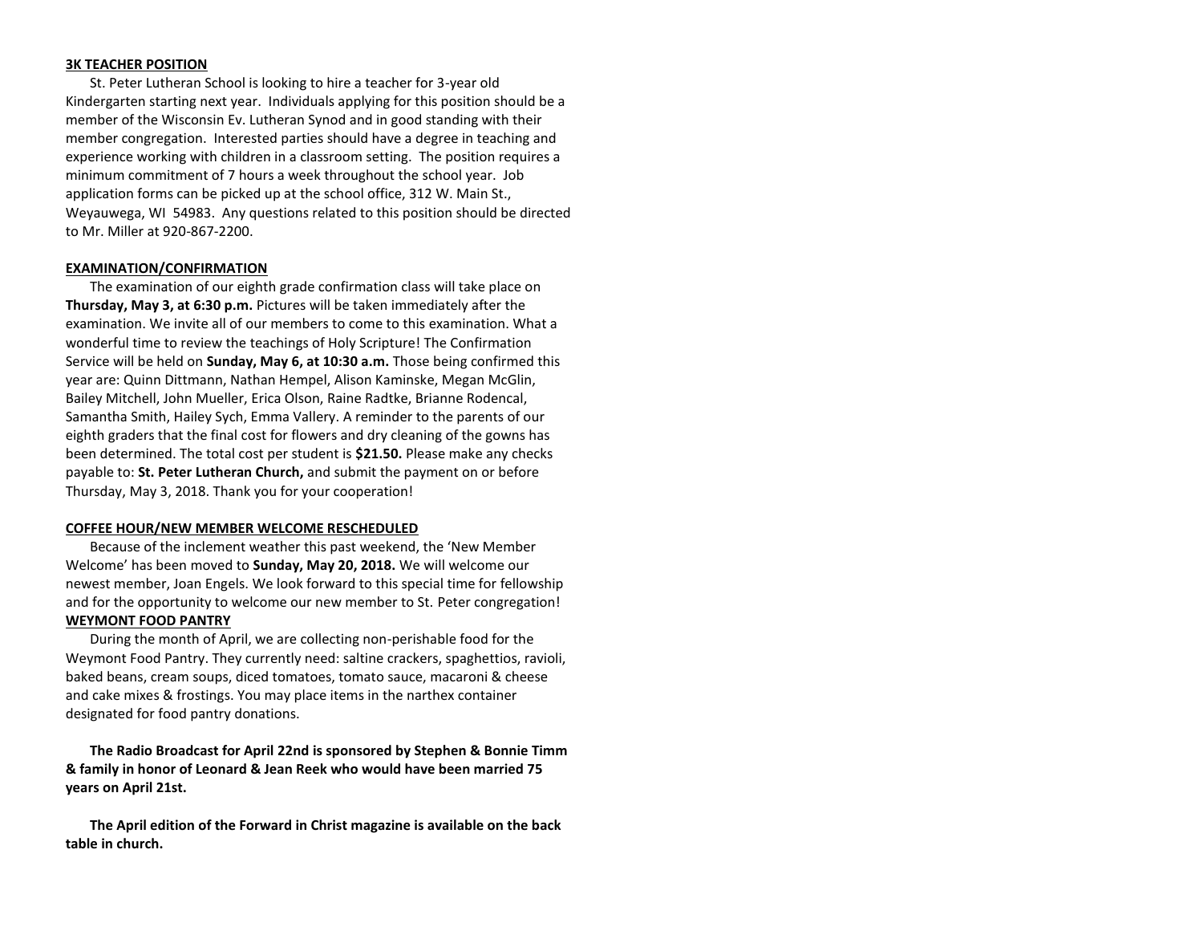**3K TEACHER POSITION**

St. Peter Lutheran School is looking to hire a teacher for 3-year old Kindergarten starting next year. Individuals applying for this position should be a member of the Wisconsin Ev. Lutheran Synod and in good standing with their member congregation. Interested parties should have a degree in teaching and experience working with children in a classroom setting. The position requires a minimum commitment of 7 hours a week throughout the school year. Job application forms can be picked up at the school office, 312 W. Main St., Weyauwega, WI 54983. Any questions related to this position should be directed to Mr. Miller at 920-867-2200.

**EXAMINATION/CONFIRMATION**

The examination of our eighth grade confirmation class will take place on **Thursday, May 3, at 6:30 p.m.** Pictures will be taken immediately after the examination. We invite all of our members to come to this examination. What a wonderful time to review the teachings of Holy Scripture! The Confirmation Service will be held on **Sunday, May 6, at 10:30 a.m.** Those being confirmed this year are: Quinn Dittmann, Nathan Hempel, Alison Kaminske, Megan McGlin, Bailey Mitchell, John Mueller, Erica Olson, Raine Radtke, Brianne Rodencal, Samantha Smith, Hailey Sych, Emma Vallery. A reminder to the parents of our eighth graders that the final cost for flowers and dry cleaning of the gowns has been determined. The total cost per student is **$21.50.** Please make any checks payable to: **St. Peter Lutheran Church,** and submit the payment on or before Thursday, May 3, 2018. Thank you for your cooperation!

**COFFEE HOUR/NEW MEMBER WELCOME RESCHEDULED**

Because of the inclement weather this past weekend, the 'New Member Welcome' has been moved to **Sunday, May 20, 2018.** We will welcome our newest member, Joan Engels. We look forward to this special time for fellowship and for the opportunity to welcome our new member to St. Peter congregation!

**WEYMONT FOOD PANTRY**

During the month of April, we are collecting non-perishable food for the Weymont Food Pantry. They currently need: saltine crackers, spaghettios, ravioli, baked beans, cream soups, diced tomatoes, tomato sauce, macaroni & cheese and cake mixes & frostings. You may place items in the narthex container designated for food pantry donations.

**The Radio Broadcast for April 22nd is sponsored by Stephen & Bonnie Timm & family in honor of Leonard & Jean Reek who would have been married 75 years on April 21st.**

**The April edition of the Forward in Christ magazine is available on the back table in church.**